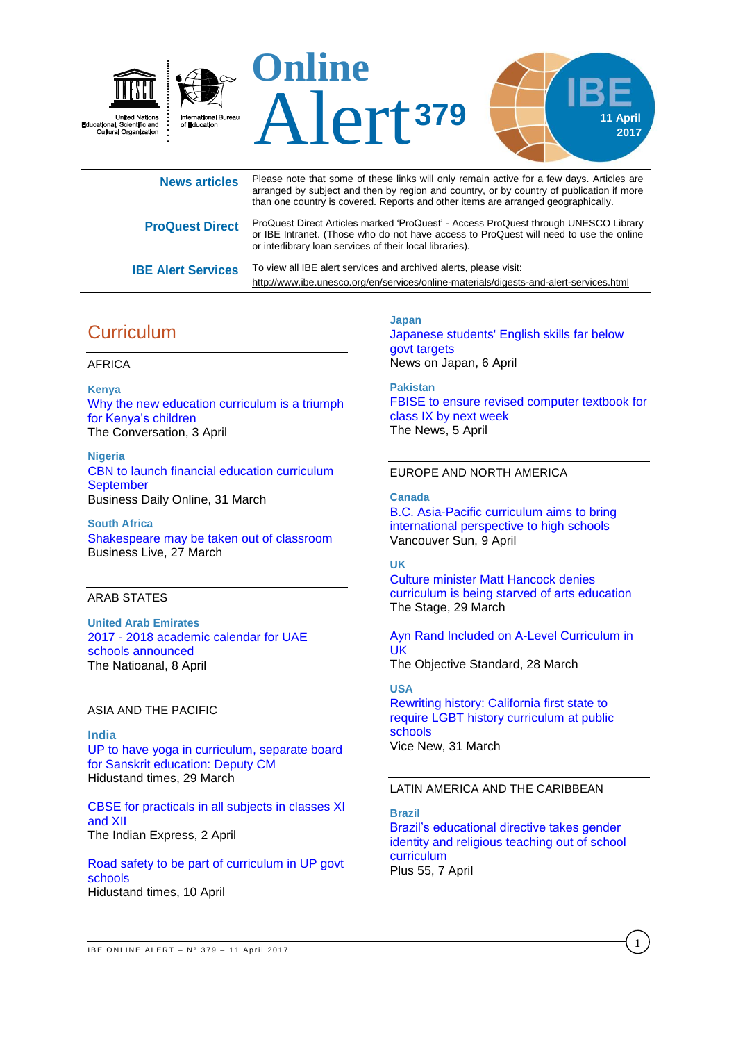# Online Alert 379

**IBE** 11 April 2017

United Nations Educational, Scientific and Cultural Organization

International Bureau of Education

**News articles**

Please note that some of these links will only remain active for a few days. Articles are arranged by subject and then by region and country, or by country of publication if more than one country is covered. Reports and other items are arranged geographically.

**ProQuest Direct**

ProQuest Direct Articles marked 'ProQuest' - Access ProQuest through UNESCO Library or IBE Intranet. (Those who do not have access to ProQuest will need to use the online or interlibrary loan services of their local libraries).

**IBE Alert Services**

To view all IBE alert services and archived alerts, please visit:
http://www.ibe.unesco.org/en/services/online-materials/digests-and-alert-services.html

## Curriculum

### AFRICA

**Kenya**

Why the new education curriculum is a triumph for Kenya's children
The Conversation, 3 April

**Nigeria**

CBN to launch financial education curriculum September
Business Daily Online, 31 March

**South Africa**

Shakespeare may be taken out of classroom
Business Live, 27 March

### ARAB STATES

**United Arab Emirates**

2017 - 2018 academic calendar for UAE schools announced
The Natioanal, 8 April

### ASIA AND THE PACIFIC

**India**

UP to have yoga in curriculum, separate board for Sanskrit education: Deputy CM
Hidustand times, 29 March

CBSE for practicals in all subjects in classes XI and XII
The Indian Express, 2 April

Road safety to be part of curriculum in UP govt schools
Hidustand times, 10 April

**Japan**

Japanese students' English skills far below govt targets
News on Japan, 6 April

**Pakistan**

FBISE to ensure revised computer textbook for class IX by next week
The News, 5 April

### EUROPE AND NORTH AMERICA

**Canada**

B.C. Asia-Pacific curriculum aims to bring international perspective to high schools
Vancouver Sun, 9 April

**UK**

Culture minister Matt Hancock denies curriculum is being starved of arts education
The Stage, 29 March

Ayn Rand Included on A-Level Curriculum in UK
The Objective Standard, 28 March

**USA**

Rewriting history: California first state to require LGBT history curriculum at public schools
Vice New, 31 March

### LATIN AMERICA AND THE CARIBBEAN

**Brazil**

Brazil's educational directive takes gender identity and religious teaching out of school curriculum
Plus 55, 7 April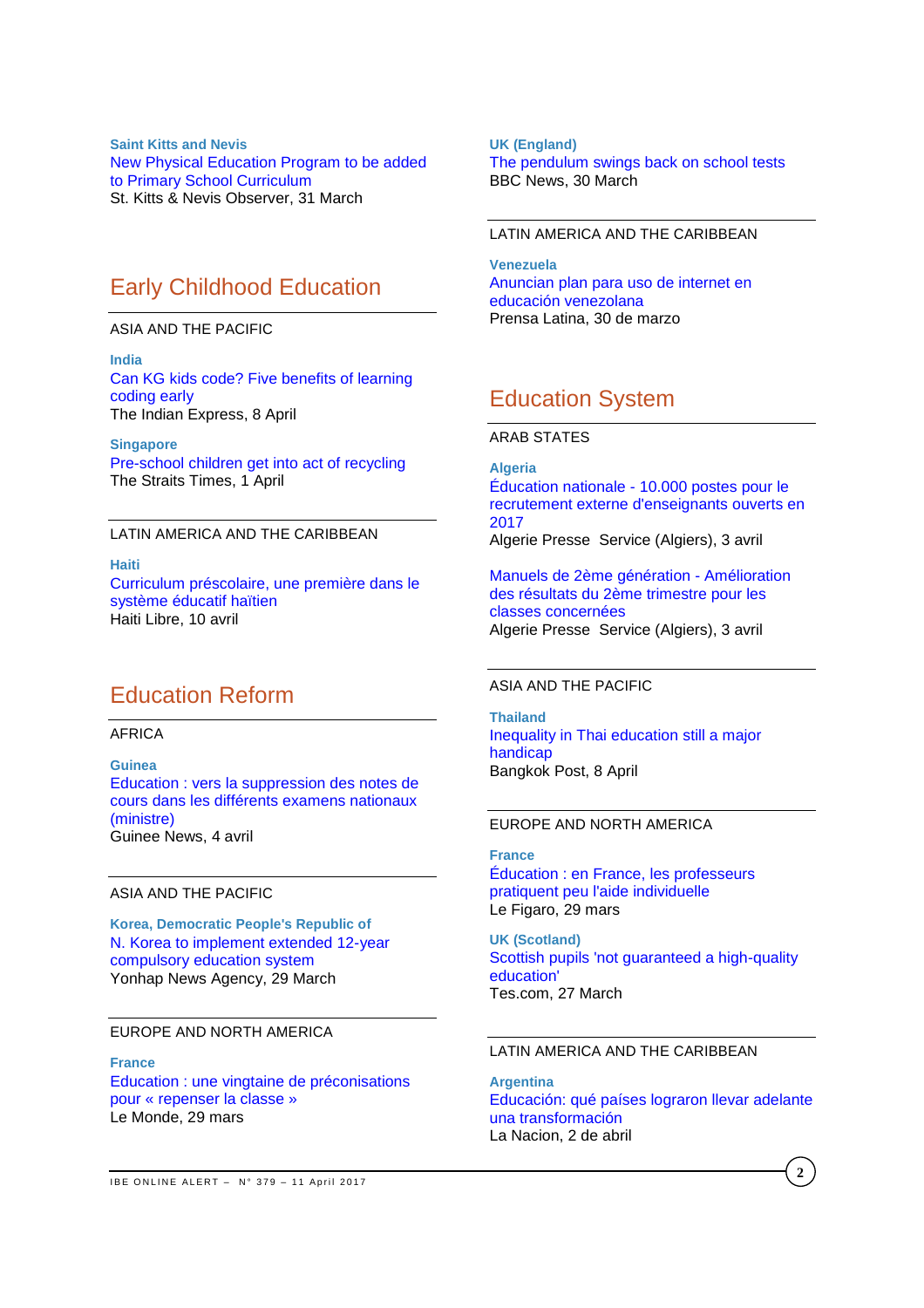**Saint Kitts and Nevis**
New Physical Education Program to be added to Primary School Curriculum
St. Kitts & Nevis Observer, 31 March

## Early Childhood Education

ASIA AND THE PACIFIC

**India**
Can KG kids code? Five benefits of learning coding early
The Indian Express, 8 April

**Singapore**
Pre-school children get into act of recycling
The Straits Times, 1 April

LATIN AMERICA AND THE CARIBBEAN

**Haiti**
Curriculum préscolaire, une première dans le système éducatif haïtien
Haiti Libre, 10 avril

## Education Reform

AFRICA

**Guinea**
Education : vers la suppression des notes de cours dans les différents examens nationaux (ministre)
Guinee News, 4 avril

ASIA AND THE PACIFIC

**Korea, Democratic People's Republic of**
N. Korea to implement extended 12-year compulsory education system
Yonhap News Agency, 29 March

EUROPE AND NORTH AMERICA

**France**
Education : une vingtaine de préconisations pour « repenser la classe »
Le Monde, 29 mars

**UK (England)**
The pendulum swings back on school tests
BBC News, 30 March

LATIN AMERICA AND THE CARIBBEAN

**Venezuela**
Anuncian plan para uso de internet en educación venezolana
Prensa Latina, 30 de marzo

## Education System

ARAB STATES

**Algeria**
Éducation nationale - 10.000 postes pour le recrutement externe d'enseignants ouverts en 2017
Algerie Presse Service (Algiers), 3 avril

Manuels de 2ème génération - Amélioration des résultats du 2ème trimestre pour les classes concernées
Algerie Presse Service (Algiers), 3 avril

ASIA AND THE PACIFIC

**Thailand**
Inequality in Thai education still a major handicap
Bangkok Post, 8 April

EUROPE AND NORTH AMERICA

**France**
Éducation : en France, les professeurs pratiquent peu l'aide individuelle
Le Figaro, 29 mars

**UK (Scotland)**
Scottish pupils 'not guaranteed a high-quality education'
Tes.com, 27 March

LATIN AMERICA AND THE CARIBBEAN

**Argentina**
Educación: qué países lograron llevar adelante una transformación
La Nacion, 2 de abril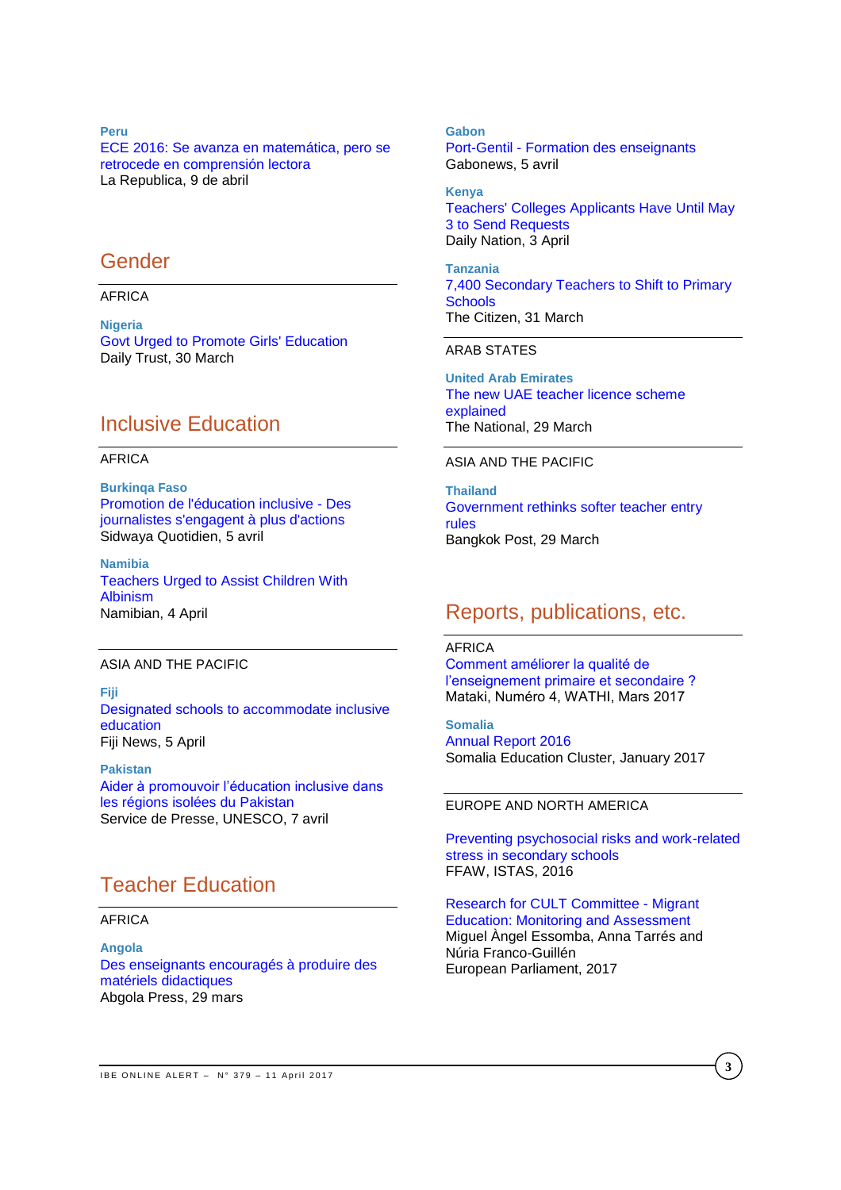**Peru**
ECE 2016: Se avanza en matemática, pero se retrocede en comprensión lectora
La Republica, 9 de abril

## Gender

AFRICA

**Nigeria**
Govt Urged to Promote Girls' Education
Daily Trust, 30 March

## Inclusive Education

AFRICA

**Burkinqa Faso**
Promotion de l'éducation inclusive - Des journalistes s'engagent à plus d'actions
Sidwaya Quotidien, 5 avril

**Namibia**
Teachers Urged to Assist Children With Albinism
Namibian, 4 April

ASIA AND THE PACIFIC

**Fiji**
Designated schools to accommodate inclusive education
Fiji News, 5 April

**Pakistan**
Aider à promouvoir l'éducation inclusive dans les régions isolées du Pakistan
Service de Presse, UNESCO, 7 avril

## Teacher Education

AFRICA

**Angola**
Des enseignants encouragés à produire des matériels didactiques
Abgola Press, 29 mars

**Gabon**
Port-Gentil - Formation des enseignants
Gabonews, 5 avril

**Kenya**
Teachers' Colleges Applicants Have Until May 3 to Send Requests
Daily Nation, 3 April

**Tanzania**
7,400 Secondary Teachers to Shift to Primary Schools
The Citizen, 31 March

ARAB STATES

**United Arab Emirates**
The new UAE teacher licence scheme explained
The National, 29 March

ASIA AND THE PACIFIC

**Thailand**
Government rethinks softer teacher entry rules
Bangkok Post, 29 March

## Reports, publications, etc.

AFRICA

Comment améliorer la qualité de l'enseignement primaire et secondaire ?
Mataki, Numéro 4, WATHI, Mars 2017

**Somalia**
Annual Report 2016
Somalia Education Cluster, January 2017

EUROPE AND NORTH AMERICA

Preventing psychosocial risks and work-related stress in secondary schools
FFAW, ISTAS, 2016

Research for CULT Committee - Migrant Education: Monitoring and Assessment
Miguel Àngel Essomba, Anna Tarrés and Núria Franco-Guillén
European Parliament, 2017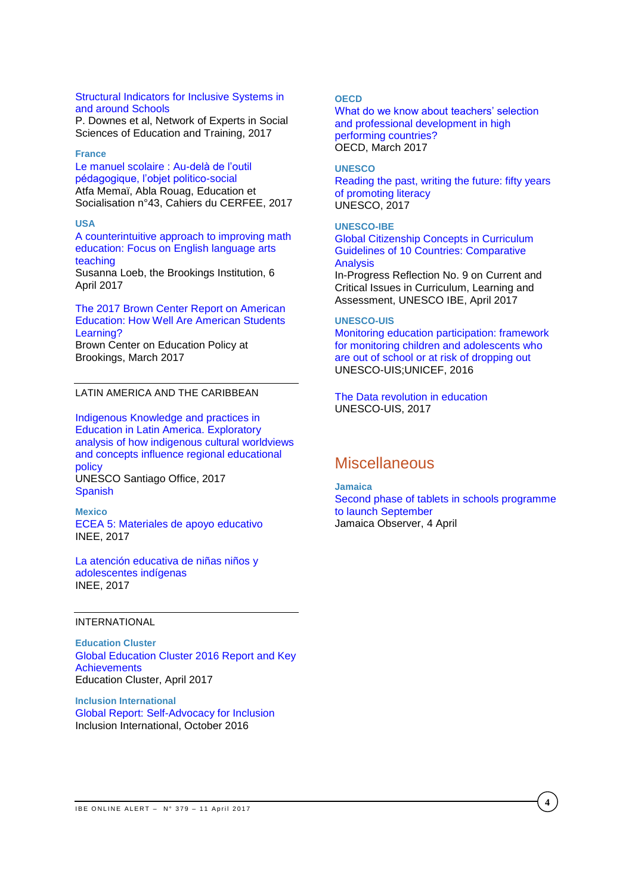Structural Indicators for Inclusive Systems in and around Schools
P. Downes et al, Network of Experts in Social Sciences of Education and Training, 2017

**France**
Le manuel scolaire : Au-delà de l'outil pédagogique, l'objet politico-social
Atfa Memaï, Abla Rouag, Education et Socialisation n°43, Cahiers du CERFEE, 2017

**USA**
A counterintuitive approach to improving math education: Focus on English language arts teaching
Susanna Loeb, the Brookings Institution, 6 April 2017

The 2017 Brown Center Report on American Education: How Well Are American Students Learning?
Brown Center on Education Policy at Brookings, March 2017

---

LATIN AMERICA AND THE CARIBBEAN

Indigenous Knowledge and practices in Education in Latin America. Exploratory analysis of how indigenous cultural worldviews and concepts influence regional educational policy
UNESCO Santiago Office, 2017
Spanish

**Mexico**
ECEA 5: Materiales de apoyo educativo
INEE, 2017

La atención educativa de niñas niños y adolescentes indígenas
INEE, 2017

---

INTERNATIONAL

**Education Cluster**
Global Education Cluster 2016 Report and Key Achievements
Education Cluster, April 2017

**Inclusion International**
Global Report: Self-Advocacy for Inclusion
Inclusion International, October 2016

**OECD**
What do we know about teachers' selection and professional development in high performing countries?
OECD, March 2017

**UNESCO**
Reading the past, writing the future: fifty years of promoting literacy
UNESCO, 2017

**UNESCO-IBE**
Global Citizenship Concepts in Curriculum Guidelines of 10 Countries: Comparative Analysis
In-Progress Reflection No. 9 on Current and Critical Issues in Curriculum, Learning and Assessment, UNESCO IBE, April 2017

**UNESCO-UIS**
Monitoring education participation: framework for monitoring children and adolescents who are out of school or at risk of dropping out
UNESCO-UIS;UNICEF, 2016

The Data revolution in education
UNESCO-UIS, 2017

## Miscellaneous

**Jamaica**
Second phase of tablets in schools programme to launch September
Jamaica Observer, 4 April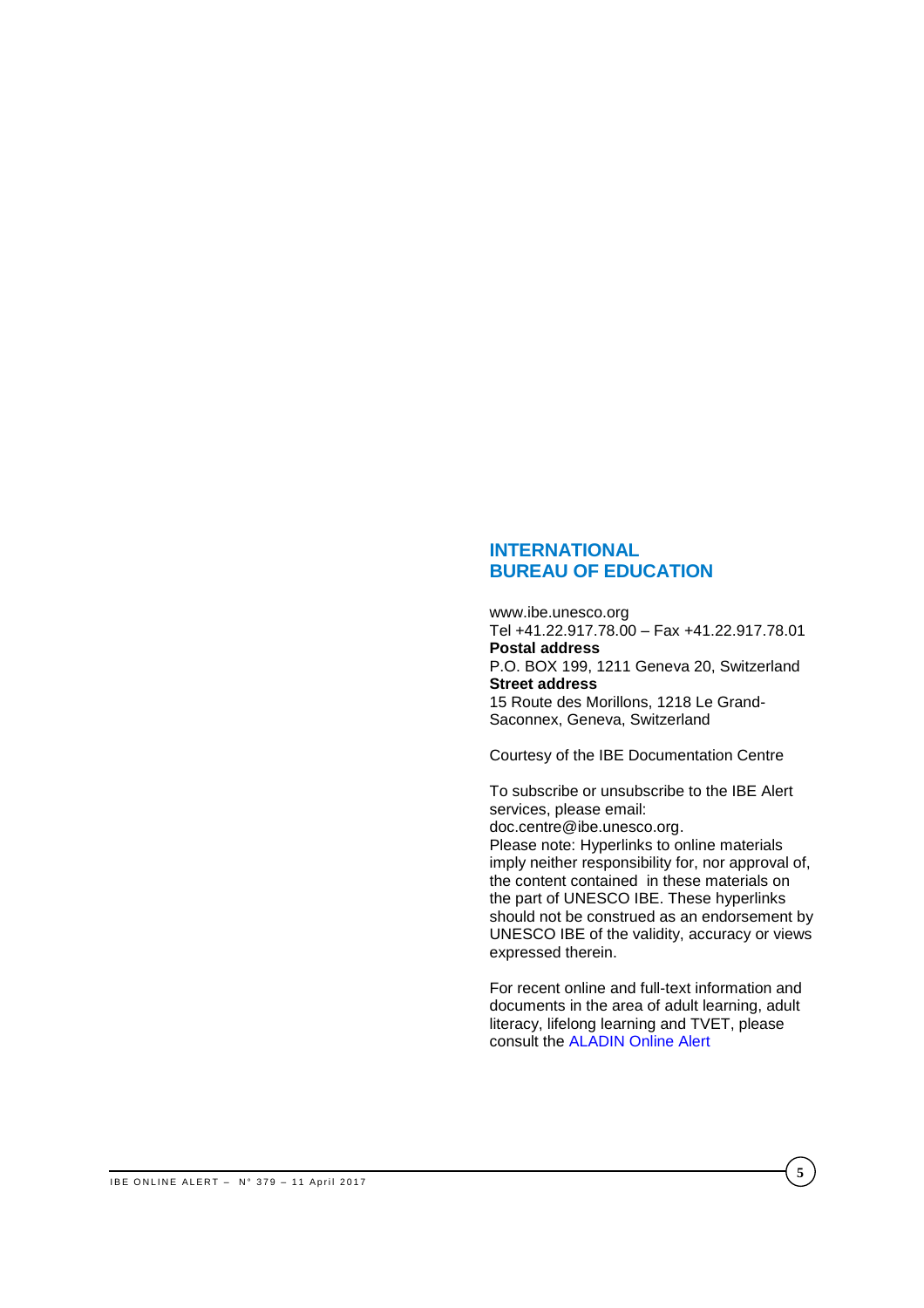## INTERNATIONAL BUREAU OF EDUCATION

www.ibe.unesco.org
Tel +41.22.917.78.00 – Fax +41.22.917.78.01
**Postal address**
P.O. BOX 199, 1211 Geneva 20, Switzerland
**Street address**
15 Route des Morillons, 1218 Le Grand-Saconnex, Geneva, Switzerland

Courtesy of the IBE Documentation Centre

To subscribe or unsubscribe to the IBE Alert services, please email: doc.centre@ibe.unesco.org.
Please note: Hyperlinks to online materials imply neither responsibility for, nor approval of, the content contained in these materials on the part of UNESCO IBE. These hyperlinks should not be construed as an endorsement by UNESCO IBE of the validity, accuracy or views expressed therein.

For recent online and full-text information and documents in the area of adult learning, adult literacy, lifelong learning and TVET, please consult the ALADIN Online Alert